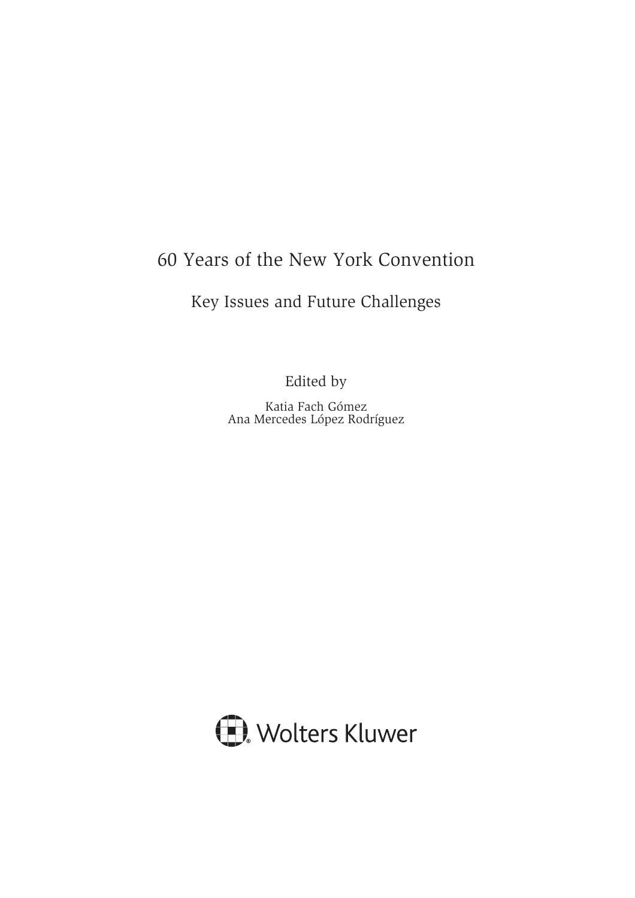# 60 Years of the New York Convention

## Key Issues and Future Challenges

Edited by

Katia Fach Gómez
Ana Mercedes López Rodríguez

Wolters Kluwer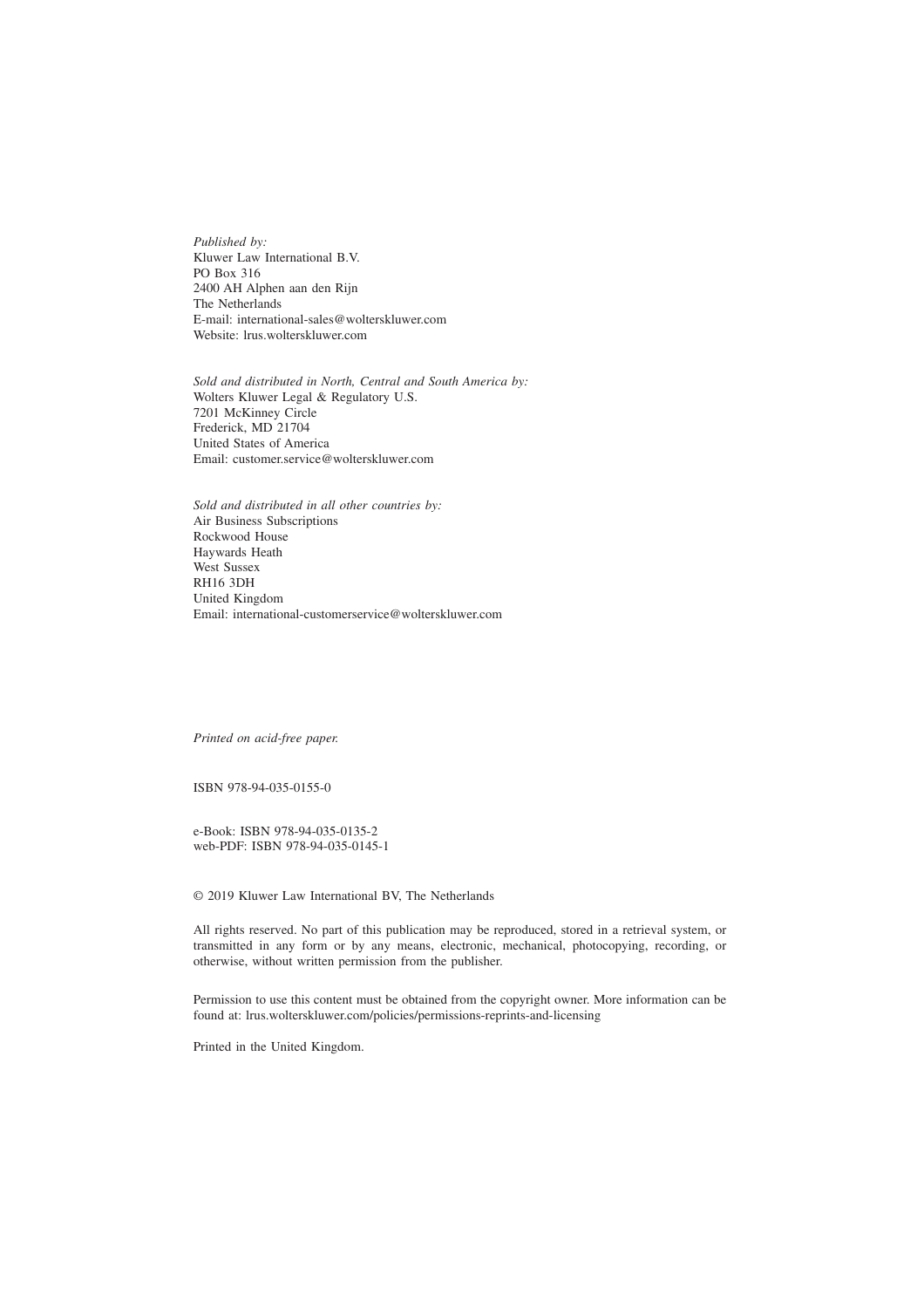*Published by:*
Kluwer Law International B.V.
PO Box 316
2400 AH Alphen aan den Rijn
The Netherlands
E-mail: international-sales@wolterskluwer.com
Website: lrus.wolterskluwer.com

*Sold and distributed in North, Central and South America by:*
Wolters Kluwer Legal & Regulatory U.S.
7201 McKinney Circle
Frederick, MD 21704
United States of America
Email: customer.service@wolterskluwer.com

*Sold and distributed in all other countries by:*
Air Business Subscriptions
Rockwood House
Haywards Heath
West Sussex
RH16 3DH
United Kingdom
Email: international-customerservice@wolterskluwer.com

*Printed on acid-free paper.*

ISBN 978-94-035-0155-0

e-Book: ISBN 978-94-035-0135-2
web-PDF: ISBN 978-94-035-0145-1

© 2019 Kluwer Law International BV, The Netherlands

All rights reserved. No part of this publication may be reproduced, stored in a retrieval system, or transmitted in any form or by any means, electronic, mechanical, photocopying, recording, or otherwise, without written permission from the publisher.

Permission to use this content must be obtained from the copyright owner. More information can be found at: lrus.wolterskluwer.com/policies/permissions-reprints-and-licensing

Printed in the United Kingdom.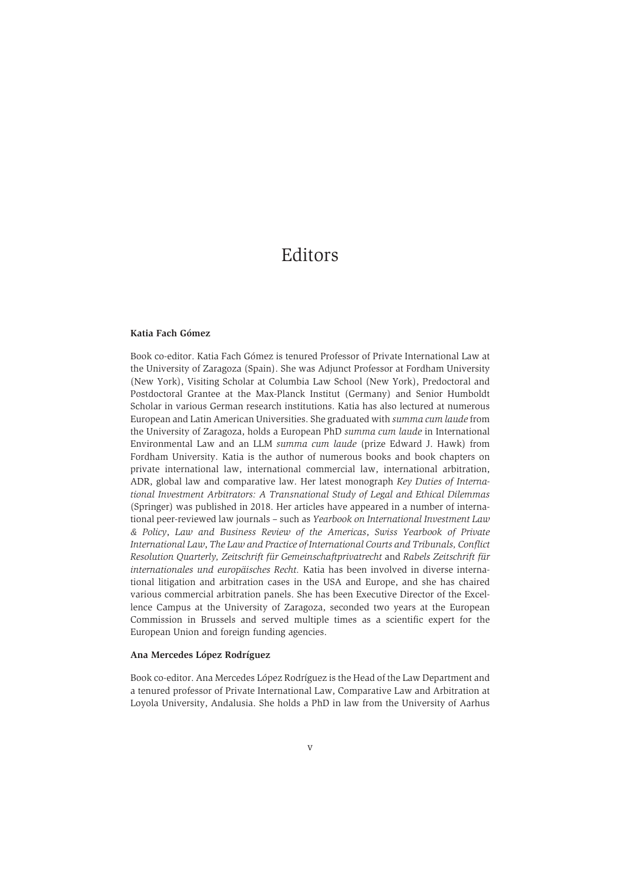# Editors

**Katia Fach Gómez**

Book co-editor. Katia Fach Gómez is tenured Professor of Private International Law at the University of Zaragoza (Spain). She was Adjunct Professor at Fordham University (New York), Visiting Scholar at Columbia Law School (New York), Predoctoral and Postdoctoral Grantee at the Max-Planck Institut (Germany) and Senior Humboldt Scholar in various German research institutions. Katia has also lectured at numerous European and Latin American Universities. She graduated with *summa cum laude* from the University of Zaragoza, holds a European PhD *summa cum laude* in International Environmental Law and an LLM *summa cum laude* (prize Edward J. Hawk) from Fordham University. Katia is the author of numerous books and book chapters on private international law, international commercial law, international arbitration, ADR, global law and comparative law. Her latest monograph *Key Duties of International Investment Arbitrators: A Transnational Study of Legal and Ethical Dilemmas* (Springer) was published in 2018. Her articles have appeared in a number of international peer-reviewed law journals – such as *Yearbook on International Investment Law & Policy*, *Law and Business Review of the Americas*, *Swiss Yearbook of Private International Law*, *The Law and Practice of International Courts and Tribunals, Conflict Resolution Quarterly, Zeitschrift für Gemeinschaftprivatrecht* and *Rabels Zeitschrift für internationales und europäisches Recht.* Katia has been involved in diverse international litigation and arbitration cases in the USA and Europe, and she has chaired various commercial arbitration panels. She has been Executive Director of the Excellence Campus at the University of Zaragoza, seconded two years at the European Commission in Brussels and served multiple times as a scientific expert for the European Union and foreign funding agencies.

**Ana Mercedes López Rodríguez**

Book co-editor. Ana Mercedes López Rodríguez is the Head of the Law Department and a tenured professor of Private International Law, Comparative Law and Arbitration at Loyola University, Andalusia. She holds a PhD in law from the University of Aarhus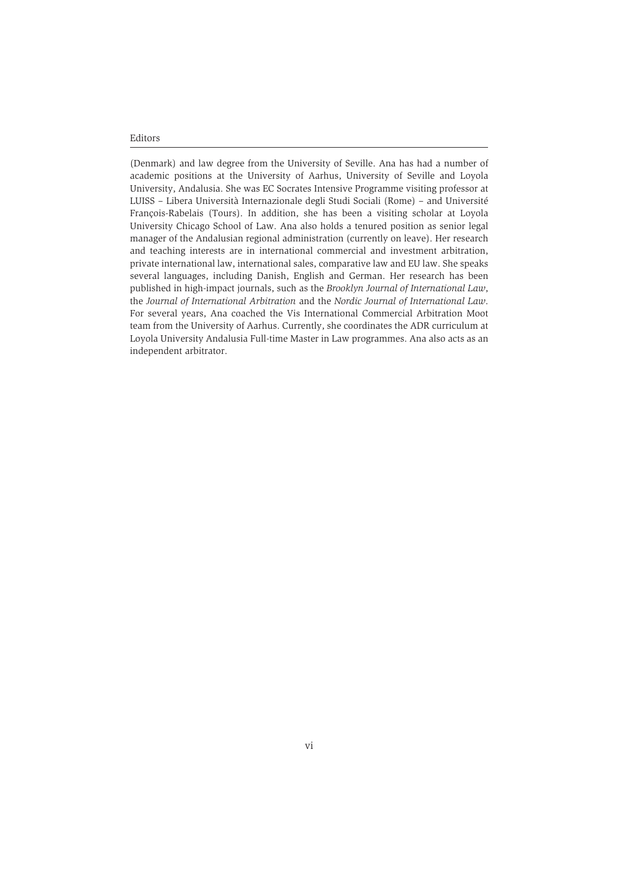(Denmark) and law degree from the University of Seville. Ana has had a number of academic positions at the University of Aarhus, University of Seville and Loyola University, Andalusia. She was EC Socrates Intensive Programme visiting professor at LUISS – Libera Università Internazionale degli Studi Sociali (Rome) – and Université François-Rabelais (Tours). In addition, she has been a visiting scholar at Loyola University Chicago School of Law. Ana also holds a tenured position as senior legal manager of the Andalusian regional administration (currently on leave). Her research and teaching interests are in international commercial and investment arbitration, private international law, international sales, comparative law and EU law. She speaks several languages, including Danish, English and German. Her research has been published in high-impact journals, such as the *Brooklyn Journal of International Law*, the *Journal of International Arbitration* and the *Nordic Journal of International Law*. For several years, Ana coached the Vis International Commercial Arbitration Moot team from the University of Aarhus. Currently, she coordinates the ADR curriculum at Loyola University Andalusia Full-time Master in Law programmes. Ana also acts as an independent arbitrator.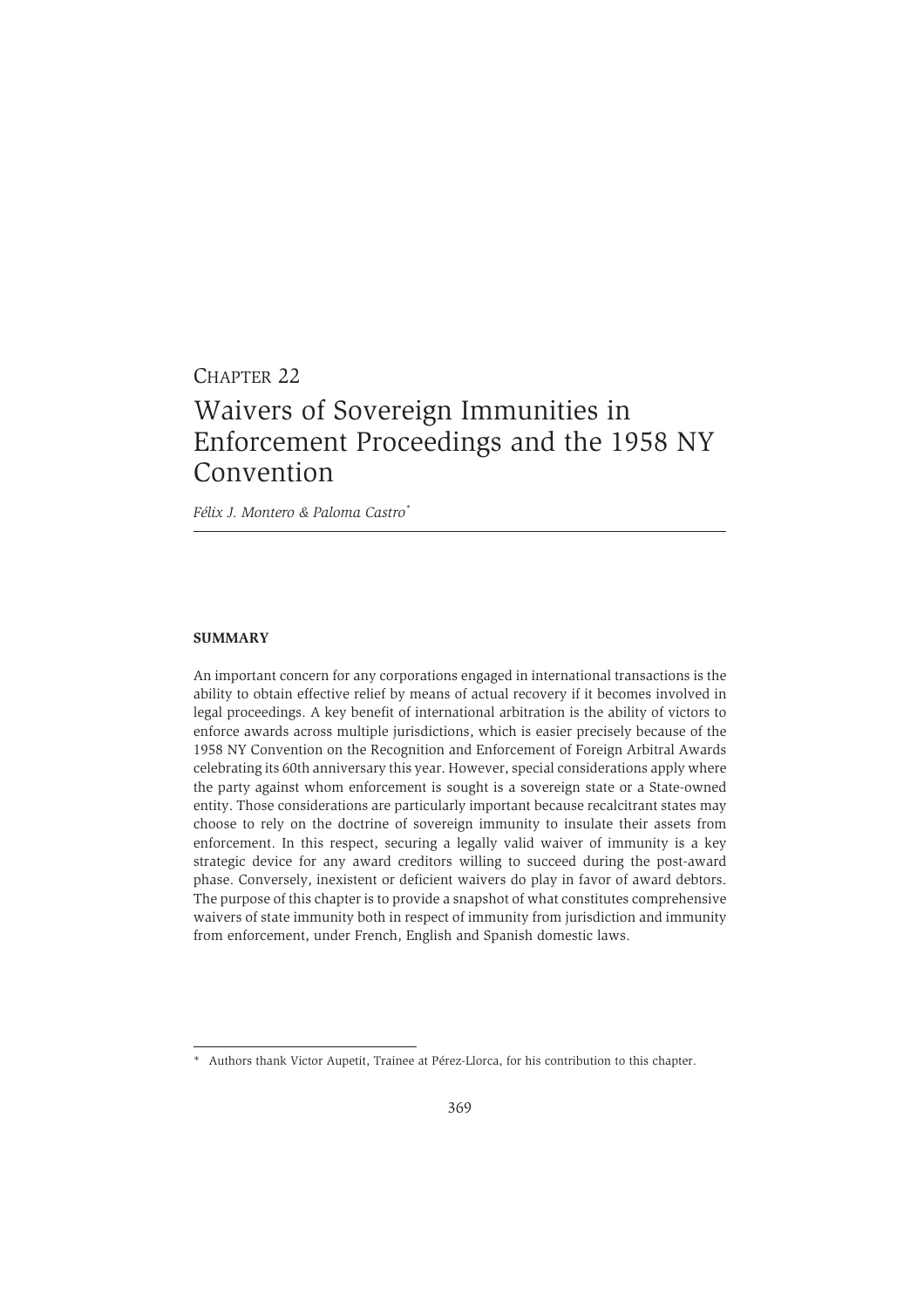# Chapter 22

# Waivers of Sovereign Immunities in Enforcement Proceedings and the 1958 NY Convention

*Félix J. Montero & Paloma Castro*[*]

**SUMMARY**

An important concern for any corporations engaged in international transactions is the ability to obtain effective relief by means of actual recovery if it becomes involved in legal proceedings. A key benefit of international arbitration is the ability of victors to enforce awards across multiple jurisdictions, which is easier precisely because of the 1958 NY Convention on the Recognition and Enforcement of Foreign Arbitral Awards celebrating its 60th anniversary this year. However, special considerations apply where the party against whom enforcement is sought is a sovereign state or a State-owned entity. Those considerations are particularly important because recalcitrant states may choose to rely on the doctrine of sovereign immunity to insulate their assets from enforcement. In this respect, securing a legally valid waiver of immunity is a key strategic device for any award creditors willing to succeed during the post-award phase. Conversely, inexistent or deficient waivers do play in favor of award debtors. The purpose of this chapter is to provide a snapshot of what constitutes comprehensive waivers of state immunity both in respect of immunity from jurisdiction and immunity from enforcement, under French, English and Spanish domestic laws.

---

* Authors thank Victor Aupetit, Trainee at Pérez-Llorca, for his contribution to this chapter.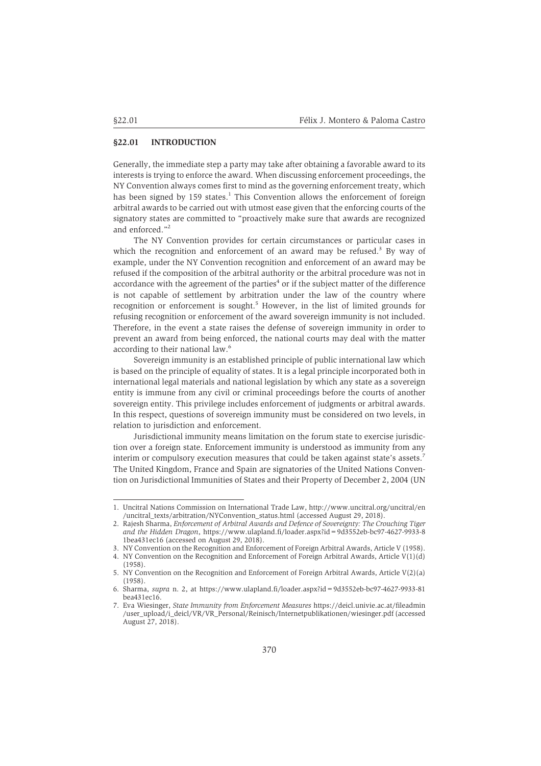## §22.01 INTRODUCTION

Generally, the immediate step a party may take after obtaining a favorable award to its interests is trying to enforce the award. When discussing enforcement proceedings, the NY Convention always comes first to mind as the governing enforcement treaty, which has been signed by 159 states.[1] This Convention allows the enforcement of foreign arbitral awards to be carried out with utmost ease given that the enforcing courts of the signatory states are committed to "proactively make sure that awards are recognized and enforced."[2]

The NY Convention provides for certain circumstances or particular cases in which the recognition and enforcement of an award may be refused.[3] By way of example, under the NY Convention recognition and enforcement of an award may be refused if the composition of the arbitral authority or the arbitral procedure was not in accordance with the agreement of the parties[4] or if the subject matter of the difference is not capable of settlement by arbitration under the law of the country where recognition or enforcement is sought.[5] However, in the list of limited grounds for refusing recognition or enforcement of the award sovereign immunity is not included. Therefore, in the event a state raises the defense of sovereign immunity in order to prevent an award from being enforced, the national courts may deal with the matter according to their national law.[6]

Sovereign immunity is an established principle of public international law which is based on the principle of equality of states. It is a legal principle incorporated both in international legal materials and national legislation by which any state as a sovereign entity is immune from any civil or criminal proceedings before the courts of another sovereign entity. This privilege includes enforcement of judgments or arbitral awards. In this respect, questions of sovereign immunity must be considered on two levels, in relation to jurisdiction and enforcement.

Jurisdictional immunity means limitation on the forum state to exercise jurisdiction over a foreign state. Enforcement immunity is understood as immunity from any interim or compulsory execution measures that could be taken against state's assets.[7] The United Kingdom, France and Spain are signatories of the United Nations Convention on Jurisdictional Immunities of States and their Property of December 2, 2004 (UN

---

1. Uncitral Nations Commission on International Trade Law, http://www.uncitral.org/uncitral/en/uncitral_texts/arbitration/NYConvention_status.html (accessed August 29, 2018).
2. Rajesh Sharma, *Enforcement of Arbitral Awards and Defence of Sovereignty: The Crouching Tiger and the Hidden Dragon*, https://www.ulapland.fi/loader.aspx?id=9d3552eb-bc97-4627-9933-81bea431ec16 (accessed on August 29, 2018).
3. NY Convention on the Recognition and Enforcement of Foreign Arbitral Awards, Article V (1958).
4. NY Convention on the Recognition and Enforcement of Foreign Arbitral Awards, Article V(1)(d) (1958).
5. NY Convention on the Recognition and Enforcement of Foreign Arbitral Awards, Article V(2)(a) (1958).
6. Sharma, *supra* n. 2, at https://www.ulapland.fi/loader.aspx?id=9d3552eb-bc97-4627-9933-81bea431ec16.
7. Eva Wiesinger, *State Immunity from Enforcement Measures* https://deicl.univie.ac.at/fileadmin/user_upload/i_deicl/VR/VR_Personal/Reinisch/Internetpublikationen/wiesinger.pdf (accessed August 27, 2018).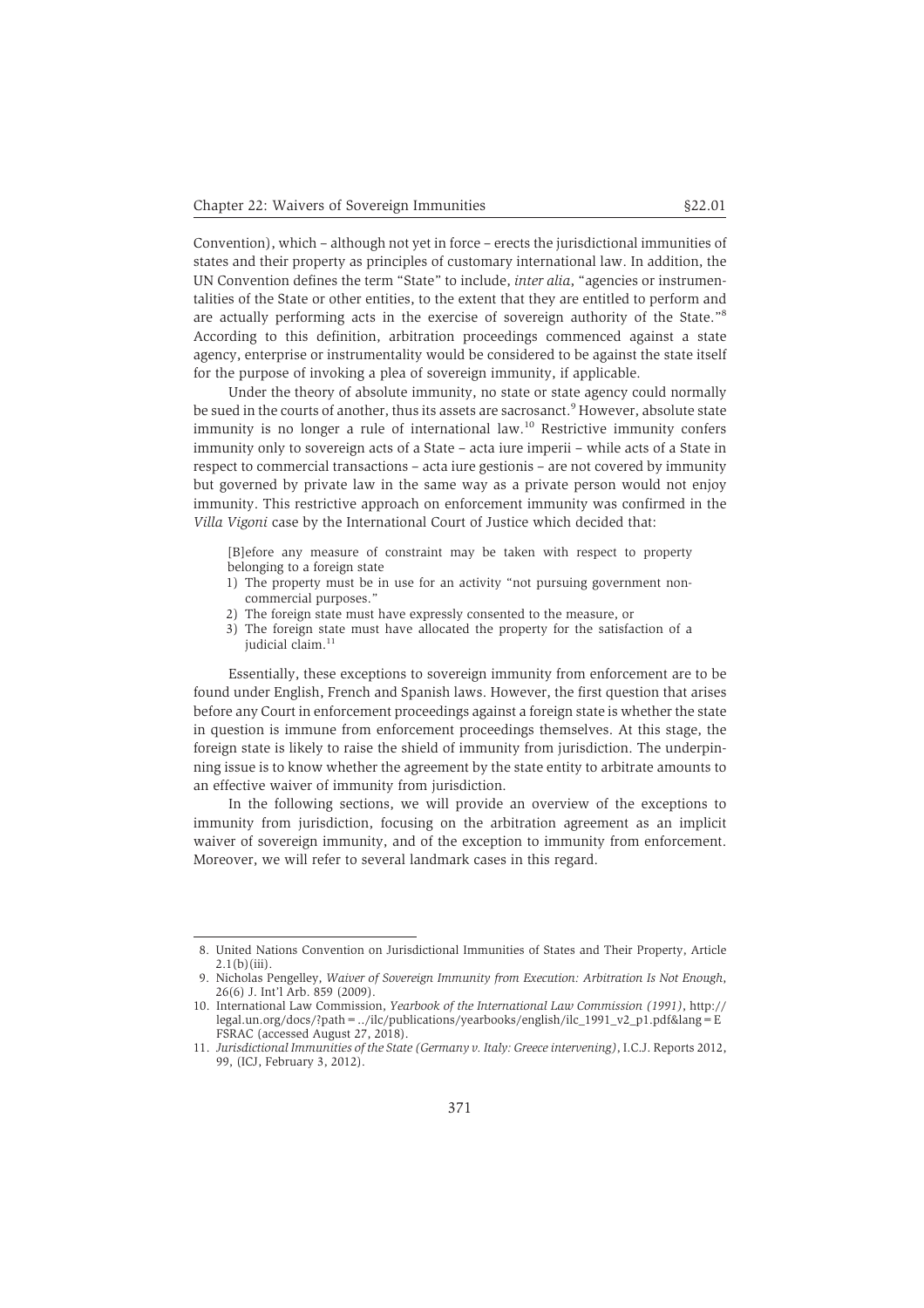Convention), which – although not yet in force – erects the jurisdictional immunities of states and their property as principles of customary international law. In addition, the UN Convention defines the term "State" to include, *inter alia*, "agencies or instrumentalities of the State or other entities, to the extent that they are entitled to perform and are actually performing acts in the exercise of sovereign authority of the State."[8] According to this definition, arbitration proceedings commenced against a state agency, enterprise or instrumentality would be considered to be against the state itself for the purpose of invoking a plea of sovereign immunity, if applicable.

Under the theory of absolute immunity, no state or state agency could normally be sued in the courts of another, thus its assets are sacrosanct.[9] However, absolute state immunity is no longer a rule of international law.[10] Restrictive immunity confers immunity only to sovereign acts of a State – acta iure imperii – while acts of a State in respect to commercial transactions – acta iure gestionis – are not covered by immunity but governed by private law in the same way as a private person would not enjoy immunity. This restrictive approach on enforcement immunity was confirmed in the *Villa Vigoni* case by the International Court of Justice which decided that:

> [B]efore any measure of constraint may be taken with respect to property belonging to a foreign state
>
> 1) The property must be in use for an activity "not pursuing government non-commercial purposes."
> 2) The foreign state must have expressly consented to the measure, or
> 3) The foreign state must have allocated the property for the satisfaction of a judicial claim.[11]

Essentially, these exceptions to sovereign immunity from enforcement are to be found under English, French and Spanish laws. However, the first question that arises before any Court in enforcement proceedings against a foreign state is whether the state in question is immune from enforcement proceedings themselves. At this stage, the foreign state is likely to raise the shield of immunity from jurisdiction. The underpinning issue is to know whether the agreement by the state entity to arbitrate amounts to an effective waiver of immunity from jurisdiction.

In the following sections, we will provide an overview of the exceptions to immunity from jurisdiction, focusing on the arbitration agreement as an implicit waiver of sovereign immunity, and of the exception to immunity from enforcement. Moreover, we will refer to several landmark cases in this regard.

---

8. United Nations Convention on Jurisdictional Immunities of States and Their Property, Article 2.1(b)(iii).
9. Nicholas Pengelley, *Waiver of Sovereign Immunity from Execution: Arbitration Is Not Enough*, 26(6) J. Int'l Arb. 859 (2009).
10. International Law Commission, *Yearbook of the International Law Commission (1991)*, http://legal.un.org/docs/?path=../ilc/publications/yearbooks/english/ilc_1991_v2_p1.pdf&lang=EFSRAC (accessed August 27, 2018).
11. *Jurisdictional Immunities of the State (Germany v. Italy: Greece intervening)*, I.C.J. Reports 2012, 99, (ICJ, February 3, 2012).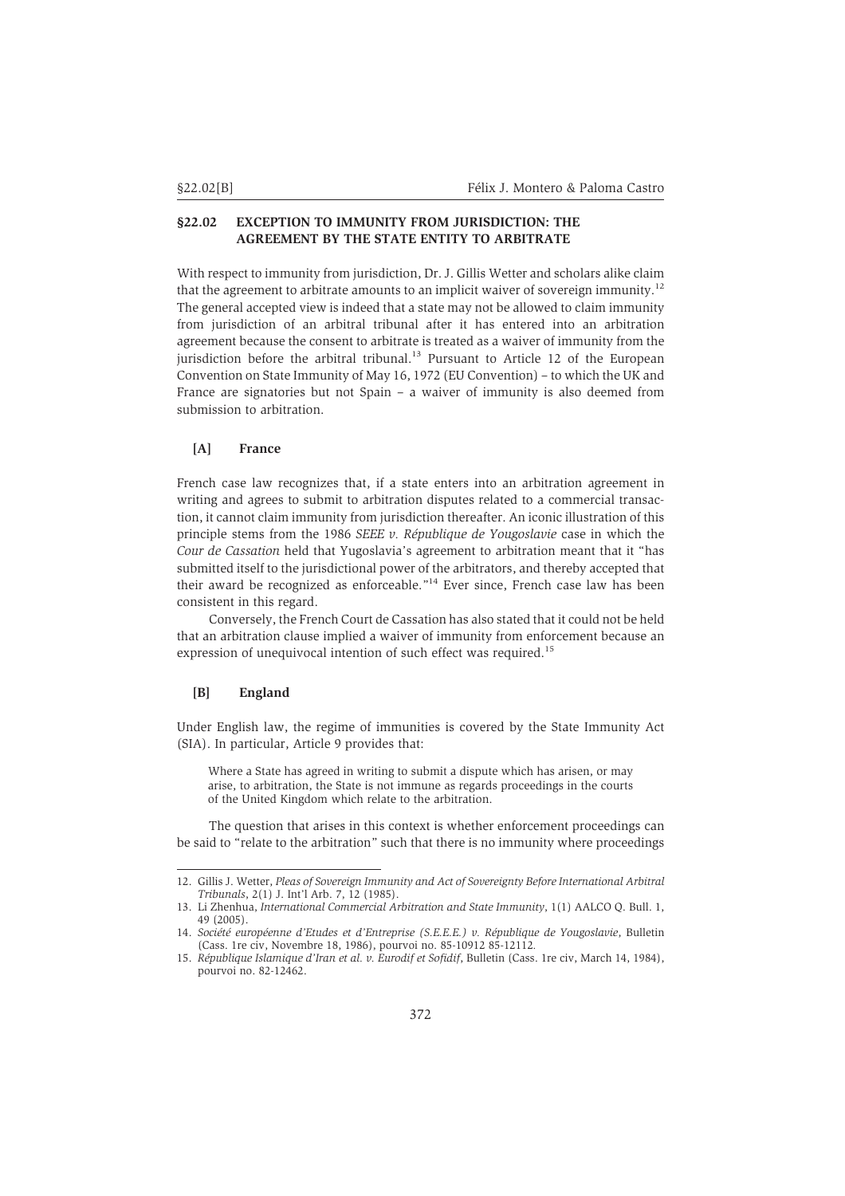## §22.02 EXCEPTION TO IMMUNITY FROM JURISDICTION: THE AGREEMENT BY THE STATE ENTITY TO ARBITRATE

With respect to immunity from jurisdiction, Dr. J. Gillis Wetter and scholars alike claim that the agreement to arbitrate amounts to an implicit waiver of sovereign immunity.[12] The general accepted view is indeed that a state may not be allowed to claim immunity from jurisdiction of an arbitral tribunal after it has entered into an arbitration agreement because the consent to arbitrate is treated as a waiver of immunity from the jurisdiction before the arbitral tribunal.[13] Pursuant to Article 12 of the European Convention on State Immunity of May 16, 1972 (EU Convention) – to which the UK and France are signatories but not Spain – a waiver of immunity is also deemed from submission to arbitration.

### [A] France

French case law recognizes that, if a state enters into an arbitration agreement in writing and agrees to submit to arbitration disputes related to a commercial transaction, it cannot claim immunity from jurisdiction thereafter. An iconic illustration of this principle stems from the 1986 *SEEE v. République de Yougoslavie* case in which the *Cour de Cassation* held that Yugoslavia's agreement to arbitration meant that it "has submitted itself to the jurisdictional power of the arbitrators, and thereby accepted that their award be recognized as enforceable."[14] Ever since, French case law has been consistent in this regard.

Conversely, the French Court de Cassation has also stated that it could not be held that an arbitration clause implied a waiver of immunity from enforcement because an expression of unequivocal intention of such effect was required.[15]

### [B] England

Under English law, the regime of immunities is covered by the State Immunity Act (SIA). In particular, Article 9 provides that:

> Where a State has agreed in writing to submit a dispute which has arisen, or may arise, to arbitration, the State is not immune as regards proceedings in the courts of the United Kingdom which relate to the arbitration.

The question that arises in this context is whether enforcement proceedings can be said to "relate to the arbitration" such that there is no immunity where proceedings

---

12. Gillis J. Wetter, *Pleas of Sovereign Immunity and Act of Sovereignty Before International Arbitral Tribunals*, 2(1) J. Int'l Arb. 7, 12 (1985).
13. Li Zhenhua, *International Commercial Arbitration and State Immunity*, 1(1) AALCO Q. Bull. 1, 49 (2005).
14. *Société européenne d'Etudes et d'Entreprise (S.E.E.E.) v. République de Yougoslavie*, Bulletin (Cass. 1re civ, Novembre 18, 1986), pourvoi no. 85-10912 85-12112.
15. *République Islamique d'Iran et al. v. Eurodif et Sofidif*, Bulletin (Cass. 1re civ, March 14, 1984), pourvoi no. 82-12462.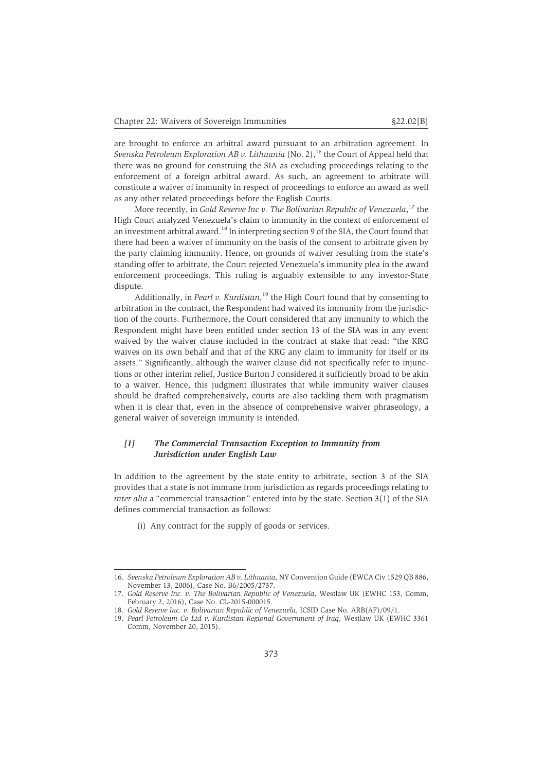are brought to enforce an arbitral award pursuant to an arbitration agreement. In *Svenska Petroleum Exploration AB v. Lithuania* (No. 2),[16] the Court of Appeal held that there was no ground for construing the SIA as excluding proceedings relating to the enforcement of a foreign arbitral award. As such, an agreement to arbitrate will constitute a waiver of immunity in respect of proceedings to enforce an award as well as any other related proceedings before the English Courts.

More recently, in *Gold Reserve Inc v. The Bolivarian Republic of Venezuela*,[17] the High Court analyzed Venezuela's claim to immunity in the context of enforcement of an investment arbitral award.[18] In interpreting section 9 of the SIA, the Court found that there had been a waiver of immunity on the basis of the consent to arbitrate given by the party claiming immunity. Hence, on grounds of waiver resulting from the state's standing offer to arbitrate, the Court rejected Venezuela's immunity plea in the award enforcement proceedings. This ruling is arguably extensible to any investor-State dispute.

Additionally, in *Pearl v. Kurdistan,*[19] the High Court found that by consenting to arbitration in the contract, the Respondent had waived its immunity from the jurisdiction of the courts. Furthermore, the Court considered that any immunity to which the Respondent might have been entitled under section 13 of the SIA was in any event waived by the waiver clause included in the contract at stake that read: "the KRG waives on its own behalf and that of the KRG any claim to immunity for itself or its assets." Significantly, although the waiver clause did not specifically refer to injunctions or other interim relief, Justice Burton J considered it sufficiently broad to be akin to a waiver. Hence, this judgment illustrates that while immunity waiver clauses should be drafted comprehensively, courts are also tackling them with pragmatism when it is clear that, even in the absence of comprehensive waiver phraseology, a general waiver of sovereign immunity is intended.

#### *[1] The Commercial Transaction Exception to Immunity from Jurisdiction under English Law*

In addition to the agreement by the state entity to arbitrate, section 3 of the SIA provides that a state is not immune from jurisdiction as regards proceedings relating to *inter alia* a "commercial transaction" entered into by the state. Section 3(1) of the SIA defines commercial transaction as follows:

(i) Any contract for the supply of goods or services.

---

16. *Svenska Petroleum Exploration AB v. Lithuania*, NY Convention Guide (EWCA Civ 1529 QB 886, November 13, 2006), Case No. B6/2005/2737.
17. *Gold Reserve Inc. v. The Bolivarian Republic of Venezuela*, Westlaw UK (EWHC 153, Comm, February 2, 2016), Case No. CL-2015-000015.
18. *Gold Reserve Inc. v. Bolivarian Republic of Venezuela*, ICSID Case No. ARB(AF)/09/1.
19. *Pearl Petroleum Co Ltd v. Kurdistan Regional Government of Iraq*, Westlaw UK (EWHC 3361 Comm, November 20, 2015).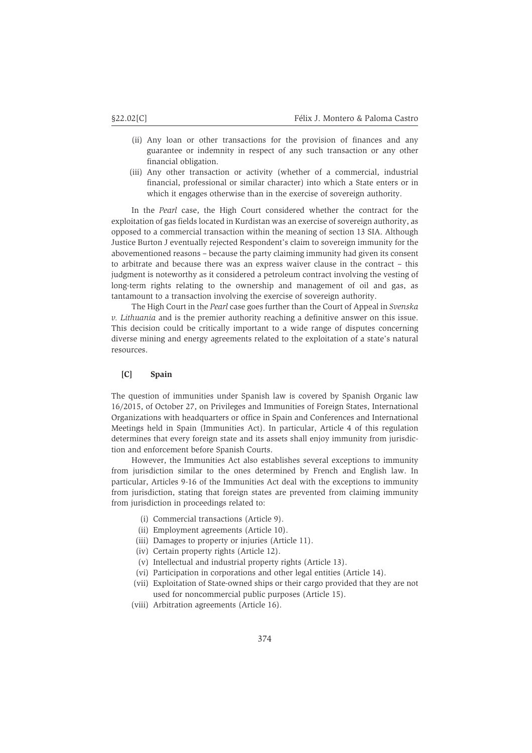(ii) Any loan or other transactions for the provision of finances and any guarantee or indemnity in respect of any such transaction or any other financial obligation.

(iii) Any other transaction or activity (whether of a commercial, industrial financial, professional or similar character) into which a State enters or in which it engages otherwise than in the exercise of sovereign authority.

In the *Pearl* case, the High Court considered whether the contract for the exploitation of gas fields located in Kurdistan was an exercise of sovereign authority, as opposed to a commercial transaction within the meaning of section 13 SIA. Although Justice Burton J eventually rejected Respondent's claim to sovereign immunity for the abovementioned reasons – because the party claiming immunity had given its consent to arbitrate and because there was an express waiver clause in the contract – this judgment is noteworthy as it considered a petroleum contract involving the vesting of long-term rights relating to the ownership and management of oil and gas, as tantamount to a transaction involving the exercise of sovereign authority.

The High Court in the *Pearl* case goes further than the Court of Appeal in *Svenska v. Lithuania* and is the premier authority reaching a definitive answer on this issue. This decision could be critically important to a wide range of disputes concerning diverse mining and energy agreements related to the exploitation of a state's natural resources.

### [C] Spain

The question of immunities under Spanish law is covered by Spanish Organic law 16/2015, of October 27, on Privileges and Immunities of Foreign States, International Organizations with headquarters or office in Spain and Conferences and International Meetings held in Spain (Immunities Act). In particular, Article 4 of this regulation determines that every foreign state and its assets shall enjoy immunity from jurisdiction and enforcement before Spanish Courts.

However, the Immunities Act also establishes several exceptions to immunity from jurisdiction similar to the ones determined by French and English law. In particular, Articles 9-16 of the Immunities Act deal with the exceptions to immunity from jurisdiction, stating that foreign states are prevented from claiming immunity from jurisdiction in proceedings related to:

(i) Commercial transactions (Article 9).

(ii) Employment agreements (Article 10).

(iii) Damages to property or injuries (Article 11).

(iv) Certain property rights (Article 12).

(v) Intellectual and industrial property rights (Article 13).

(vi) Participation in corporations and other legal entities (Article 14).

(vii) Exploitation of State-owned ships or their cargo provided that they are not used for noncommercial public purposes (Article 15).

(viii) Arbitration agreements (Article 16).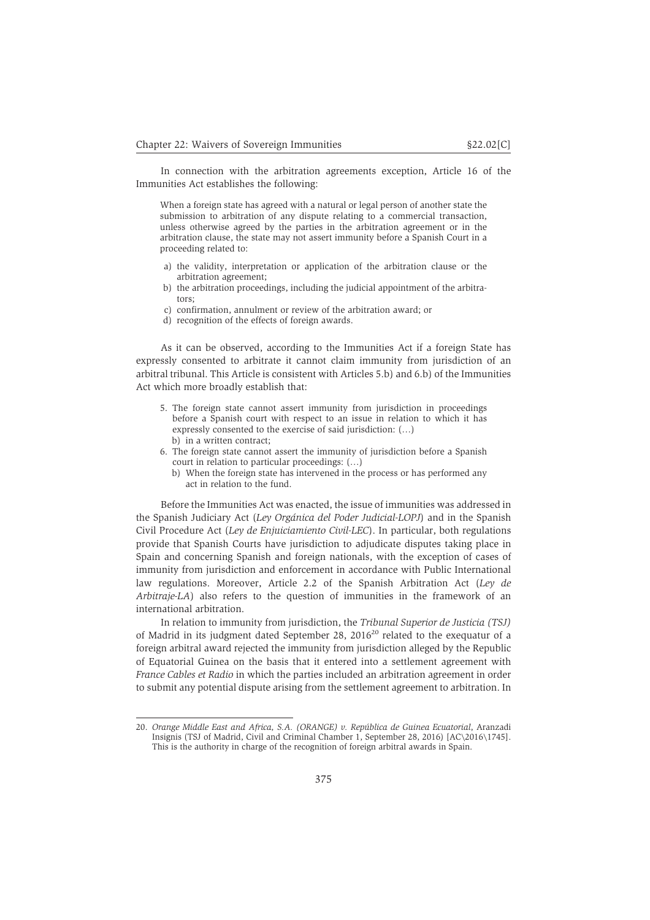In connection with the arbitration agreements exception, Article 16 of the Immunities Act establishes the following:

> When a foreign state has agreed with a natural or legal person of another state the submission to arbitration of any dispute relating to a commercial transaction, unless otherwise agreed by the parties in the arbitration agreement or in the arbitration clause, the state may not assert immunity before a Spanish Court in a proceeding related to:
>
> a) the validity, interpretation or application of the arbitration clause or the arbitration agreement;
> b) the arbitration proceedings, including the judicial appointment of the arbitrators;
> c) confirmation, annulment or review of the arbitration award; or
> d) recognition of the effects of foreign awards.

As it can be observed, according to the Immunities Act if a foreign State has expressly consented to arbitrate it cannot claim immunity from jurisdiction of an arbitral tribunal. This Article is consistent with Articles 5.b) and 6.b) of the Immunities Act which more broadly establish that:

> 5. The foreign state cannot assert immunity from jurisdiction in proceedings before a Spanish court with respect to an issue in relation to which it has expressly consented to the exercise of said jurisdiction: (…)
>    b) in a written contract;
> 6. The foreign state cannot assert the immunity of jurisdiction before a Spanish court in relation to particular proceedings: (…)
>    b) When the foreign state has intervened in the process or has performed any act in relation to the fund.

Before the Immunities Act was enacted, the issue of immunities was addressed in the Spanish Judiciary Act (*Ley Orgánica del Poder Judicial-LOPJ*) and in the Spanish Civil Procedure Act (*Ley de Enjuiciamiento Civil-LEC*). In particular, both regulations provide that Spanish Courts have jurisdiction to adjudicate disputes taking place in Spain and concerning Spanish and foreign nationals, with the exception of cases of immunity from jurisdiction and enforcement in accordance with Public International law regulations. Moreover, Article 2.2 of the Spanish Arbitration Act (*Ley de Arbitraje-LA*) also refers to the question of immunities in the framework of an international arbitration.

In relation to immunity from jurisdiction, the *Tribunal Superior de Justicia (TSJ)* of Madrid in its judgment dated September 28, 2016[20] related to the exequatur of a foreign arbitral award rejected the immunity from jurisdiction alleged by the Republic of Equatorial Guinea on the basis that it entered into a settlement agreement with *France Cables et Radio* in which the parties included an arbitration agreement in order to submit any potential dispute arising from the settlement agreement to arbitration. In

---

20. *Orange Middle East and Africa, S.A. (ORANGE) v. República de Guinea Ecuatorial*, Aranzadi Insignis (TSJ of Madrid, Civil and Criminal Chamber 1, September 28, 2016) [AC\2016\1745]. This is the authority in charge of the recognition of foreign arbitral awards in Spain.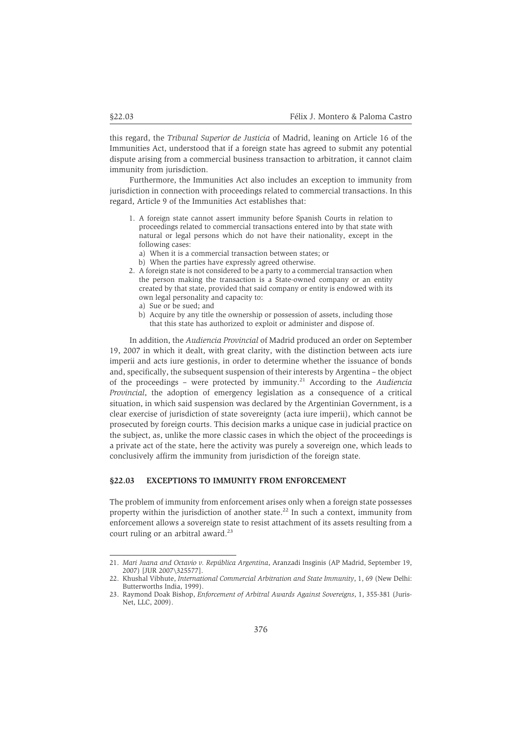this regard, the *Tribunal Superior de Justicia* of Madrid, leaning on Article 16 of the Immunities Act, understood that if a foreign state has agreed to submit any potential dispute arising from a commercial business transaction to arbitration, it cannot claim immunity from jurisdiction.

Furthermore, the Immunities Act also includes an exception to immunity from jurisdiction in connection with proceedings related to commercial transactions. In this regard, Article 9 of the Immunities Act establishes that:

> 1. A foreign state cannot assert immunity before Spanish Courts in relation to proceedings related to commercial transactions entered into by that state with natural or legal persons which do not have their nationality, except in the following cases:
>    a) When it is a commercial transaction between states; or
>    b) When the parties have expressly agreed otherwise.
> 2. A foreign state is not considered to be a party to a commercial transaction when the person making the transaction is a State-owned company or an entity created by that state, provided that said company or entity is endowed with its own legal personality and capacity to:
>    a) Sue or be sued; and
>    b) Acquire by any title the ownership or possession of assets, including those that this state has authorized to exploit or administer and dispose of.

In addition, the *Audiencia Provincial* of Madrid produced an order on September 19, 2007 in which it dealt, with great clarity, with the distinction between acts iure imperii and acts iure gestionis, in order to determine whether the issuance of bonds and, specifically, the subsequent suspension of their interests by Argentina – the object of the proceedings – were protected by immunity.[21] According to the *Audiencia Provincial*, the adoption of emergency legislation as a consequence of a critical situation, in which said suspension was declared by the Argentinian Government, is a clear exercise of jurisdiction of state sovereignty (acta iure imperii), which cannot be prosecuted by foreign courts. This decision marks a unique case in judicial practice on the subject, as, unlike the more classic cases in which the object of the proceedings is a private act of the state, here the activity was purely a sovereign one, which leads to conclusively affirm the immunity from jurisdiction of the foreign state.

## §22.03 EXCEPTIONS TO IMMUNITY FROM ENFORCEMENT

The problem of immunity from enforcement arises only when a foreign state possesses property within the jurisdiction of another state.[22] In such a context, immunity from enforcement allows a sovereign state to resist attachment of its assets resulting from a court ruling or an arbitral award.[23]

---

21. *Mari Juana and Octavio v. República Argentina*, Aranzadi Insginis (AP Madrid, September 19, 2007) [JUR 2007\325577].
22. Khushal Vibhute, *International Commercial Arbitration and State Immunity*, 1, 69 (New Delhi: Butterworths India, 1999).
23. Raymond Doak Bishop, *Enforcement of Arbitral Awards Against Sovereigns*, 1, 355-381 (Juris-Net, LLC, 2009).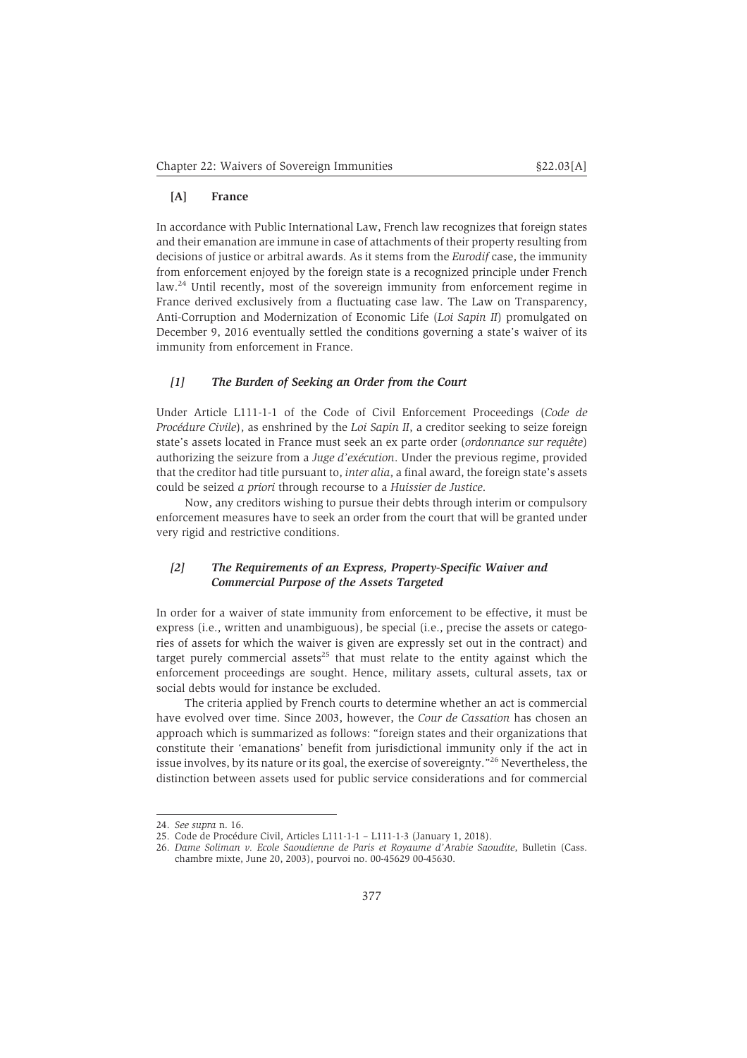### [A] France

In accordance with Public International Law, French law recognizes that foreign states and their emanation are immune in case of attachments of their property resulting from decisions of justice or arbitral awards. As it stems from the *Eurodif* case, the immunity from enforcement enjoyed by the foreign state is a recognized principle under French law.[24] Until recently, most of the sovereign immunity from enforcement regime in France derived exclusively from a fluctuating case law. The Law on Transparency, Anti-Corruption and Modernization of Economic Life (*Loi Sapin II*) promulgated on December 9, 2016 eventually settled the conditions governing a state's waiver of its immunity from enforcement in France.

#### *[1] The Burden of Seeking an Order from the Court*

Under Article L111-1-1 of the Code of Civil Enforcement Proceedings (*Code de Procédure Civile*), as enshrined by the *Loi Sapin II*, a creditor seeking to seize foreign state's assets located in France must seek an ex parte order (*ordonnance sur requête*) authorizing the seizure from a *Juge d'exécution*. Under the previous regime, provided that the creditor had title pursuant to, *inter alia*, a final award, the foreign state's assets could be seized *a priori* through recourse to a *Huissier de Justice*.

Now, any creditors wishing to pursue their debts through interim or compulsory enforcement measures have to seek an order from the court that will be granted under very rigid and restrictive conditions.

#### *[2] The Requirements of an Express, Property-Specific Waiver and Commercial Purpose of the Assets Targeted*

In order for a waiver of state immunity from enforcement to be effective, it must be express (i.e., written and unambiguous), be special (i.e., precise the assets or categories of assets for which the waiver is given are expressly set out in the contract) and target purely commercial assets[25] that must relate to the entity against which the enforcement proceedings are sought. Hence, military assets, cultural assets, tax or social debts would for instance be excluded.

The criteria applied by French courts to determine whether an act is commercial have evolved over time. Since 2003, however, the *Cour de Cassation* has chosen an approach which is summarized as follows: "foreign states and their organizations that constitute their 'emanations' benefit from jurisdictional immunity only if the act in issue involves, by its nature or its goal, the exercise of sovereignty."[26] Nevertheless, the distinction between assets used for public service considerations and for commercial

---

24. *See supra* n. 16.
25. Code de Procédure Civil, Articles L111-1-1 – L111-1-3 (January 1, 2018).
26. *Dame Soliman v. Ecole Saoudienne de Paris et Royaume d'Arabie Saoudite*, Bulletin (Cass. chambre mixte, June 20, 2003), pourvoi no. 00-45629 00-45630.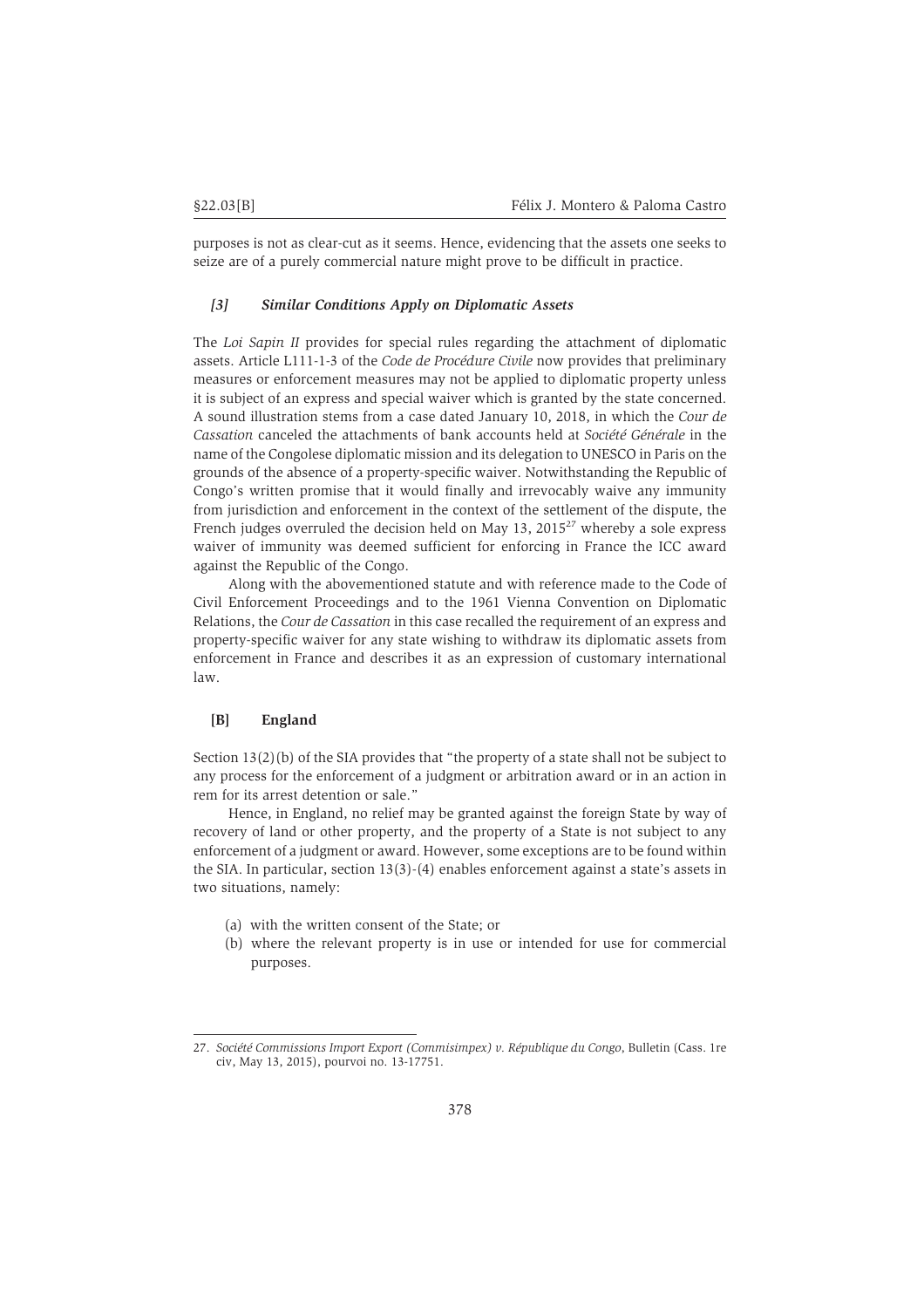purposes is not as clear-cut as it seems. Hence, evidencing that the assets one seeks to seize are of a purely commercial nature might prove to be difficult in practice.

### *[3] Similar Conditions Apply on Diplomatic Assets*

The *Loi Sapin II* provides for special rules regarding the attachment of diplomatic assets. Article L111-1-3 of the *Code de Procédure Civile* now provides that preliminary measures or enforcement measures may not be applied to diplomatic property unless it is subject of an express and special waiver which is granted by the state concerned. A sound illustration stems from a case dated January 10, 2018, in which the *Cour de Cassation* canceled the attachments of bank accounts held at *Société Générale* in the name of the Congolese diplomatic mission and its delegation to UNESCO in Paris on the grounds of the absence of a property-specific waiver. Notwithstanding the Republic of Congo's written promise that it would finally and irrevocably waive any immunity from jurisdiction and enforcement in the context of the settlement of the dispute, the French judges overruled the decision held on May 13, 2015[27] whereby a sole express waiver of immunity was deemed sufficient for enforcing in France the ICC award against the Republic of the Congo.

Along with the abovementioned statute and with reference made to the Code of Civil Enforcement Proceedings and to the 1961 Vienna Convention on Diplomatic Relations, the *Cour de Cassation* in this case recalled the requirement of an express and property-specific waiver for any state wishing to withdraw its diplomatic assets from enforcement in France and describes it as an expression of customary international law.

## [B] England

Section 13(2)(b) of the SIA provides that "the property of a state shall not be subject to any process for the enforcement of a judgment or arbitration award or in an action in rem for its arrest detention or sale."

Hence, in England, no relief may be granted against the foreign State by way of recovery of land or other property, and the property of a State is not subject to any enforcement of a judgment or award. However, some exceptions are to be found within the SIA. In particular, section 13(3)-(4) enables enforcement against a state's assets in two situations, namely:

(a) with the written consent of the State; or
(b) where the relevant property is in use or intended for use for commercial purposes.

---

27. *Société Commissions Import Export (Commisimpex) v. République du Congo*, Bulletin (Cass. 1re civ, May 13, 2015), pourvoi no. 13-17751.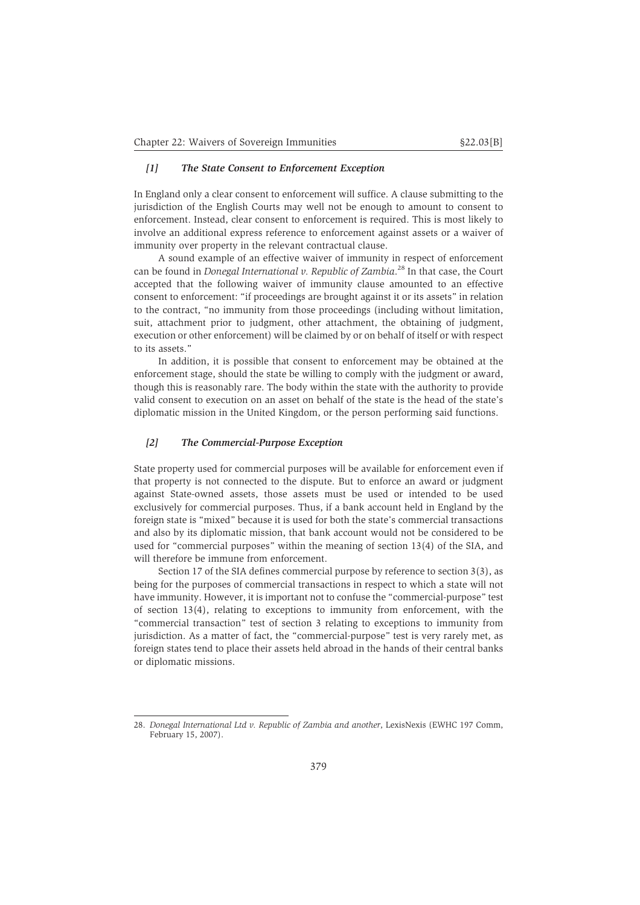#### *[1] The State Consent to Enforcement Exception*

In England only a clear consent to enforcement will suffice. A clause submitting to the jurisdiction of the English Courts may well not be enough to amount to consent to enforcement. Instead, clear consent to enforcement is required. This is most likely to involve an additional express reference to enforcement against assets or a waiver of immunity over property in the relevant contractual clause.

A sound example of an effective waiver of immunity in respect of enforcement can be found in *Donegal International v. Republic of Zambia*.[28] In that case, the Court accepted that the following waiver of immunity clause amounted to an effective consent to enforcement: "if proceedings are brought against it or its assets" in relation to the contract, "no immunity from those proceedings (including without limitation, suit, attachment prior to judgment, other attachment, the obtaining of judgment, execution or other enforcement) will be claimed by or on behalf of itself or with respect to its assets."

In addition, it is possible that consent to enforcement may be obtained at the enforcement stage, should the state be willing to comply with the judgment or award, though this is reasonably rare. The body within the state with the authority to provide valid consent to execution on an asset on behalf of the state is the head of the state's diplomatic mission in the United Kingdom, or the person performing said functions.

#### *[2] The Commercial-Purpose Exception*

State property used for commercial purposes will be available for enforcement even if that property is not connected to the dispute. But to enforce an award or judgment against State-owned assets, those assets must be used or intended to be used exclusively for commercial purposes. Thus, if a bank account held in England by the foreign state is "mixed" because it is used for both the state's commercial transactions and also by its diplomatic mission, that bank account would not be considered to be used for "commercial purposes" within the meaning of section 13(4) of the SIA, and will therefore be immune from enforcement.

Section 17 of the SIA defines commercial purpose by reference to section 3(3), as being for the purposes of commercial transactions in respect to which a state will not have immunity. However, it is important not to confuse the "commercial-purpose" test of section 13(4), relating to exceptions to immunity from enforcement, with the "commercial transaction" test of section 3 relating to exceptions to immunity from jurisdiction. As a matter of fact, the "commercial-purpose" test is very rarely met, as foreign states tend to place their assets held abroad in the hands of their central banks or diplomatic missions.

---

28. *Donegal International Ltd v. Republic of Zambia and another*, LexisNexis (EWHC 197 Comm, February 15, 2007).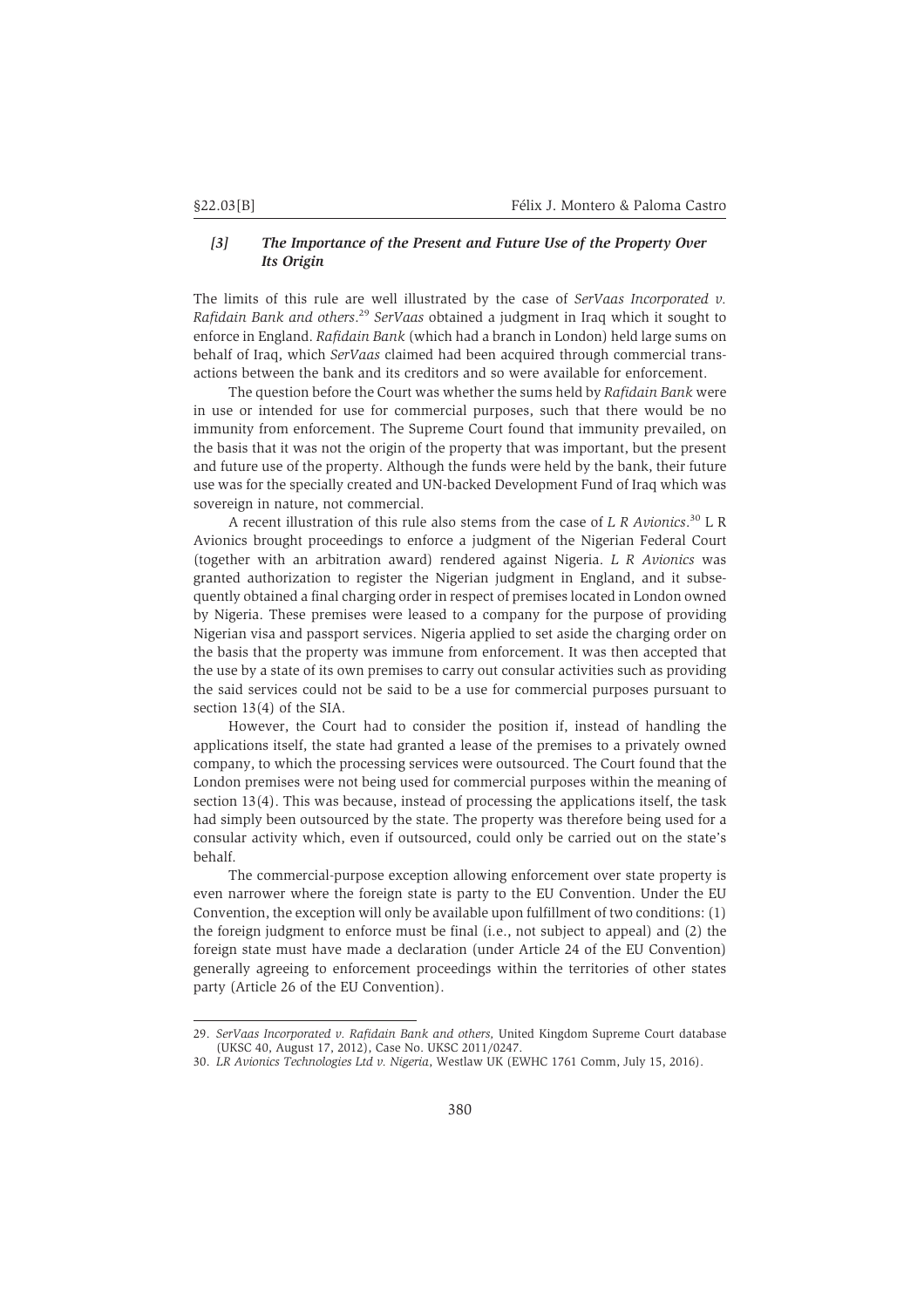### [3] *The Importance of the Present and Future Use of the Property Over Its Origin*

The limits of this rule are well illustrated by the case of *SerVaas Incorporated v. Rafidain Bank and others*.[29] *SerVaas* obtained a judgment in Iraq which it sought to enforce in England. *Rafidain Bank* (which had a branch in London) held large sums on behalf of Iraq, which *SerVaas* claimed had been acquired through commercial transactions between the bank and its creditors and so were available for enforcement.

The question before the Court was whether the sums held by *Rafidain Bank* were in use or intended for use for commercial purposes, such that there would be no immunity from enforcement. The Supreme Court found that immunity prevailed, on the basis that it was not the origin of the property that was important, but the present and future use of the property. Although the funds were held by the bank, their future use was for the specially created and UN-backed Development Fund of Iraq which was sovereign in nature, not commercial.

A recent illustration of this rule also stems from the case of *L R Avionics*.[30] L R Avionics brought proceedings to enforce a judgment of the Nigerian Federal Court (together with an arbitration award) rendered against Nigeria. *L R Avionics* was granted authorization to register the Nigerian judgment in England, and it subsequently obtained a final charging order in respect of premises located in London owned by Nigeria. These premises were leased to a company for the purpose of providing Nigerian visa and passport services. Nigeria applied to set aside the charging order on the basis that the property was immune from enforcement. It was then accepted that the use by a state of its own premises to carry out consular activities such as providing the said services could not be said to be a use for commercial purposes pursuant to section 13(4) of the SIA.

However, the Court had to consider the position if, instead of handling the applications itself, the state had granted a lease of the premises to a privately owned company, to which the processing services were outsourced. The Court found that the London premises were not being used for commercial purposes within the meaning of section 13(4). This was because, instead of processing the applications itself, the task had simply been outsourced by the state. The property was therefore being used for a consular activity which, even if outsourced, could only be carried out on the state's behalf.

The commercial-purpose exception allowing enforcement over state property is even narrower where the foreign state is party to the EU Convention. Under the EU Convention, the exception will only be available upon fulfillment of two conditions: (1) the foreign judgment to enforce must be final (i.e., not subject to appeal) and (2) the foreign state must have made a declaration (under Article 24 of the EU Convention) generally agreeing to enforcement proceedings within the territories of other states party (Article 26 of the EU Convention).

---

29. *SerVaas Incorporated v. Rafidain Bank and others*, United Kingdom Supreme Court database (UKSC 40, August 17, 2012), Case No. UKSC 2011/0247.

30. *LR Avionics Technologies Ltd v. Nigeria*, Westlaw UK (EWHC 1761 Comm, July 15, 2016).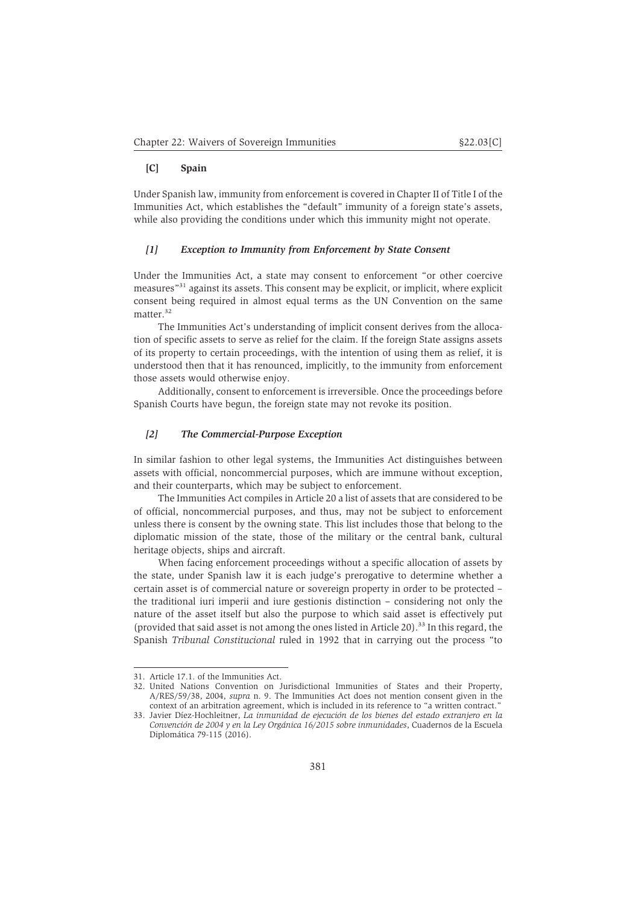### [C] Spain

Under Spanish law, immunity from enforcement is covered in Chapter II of Title I of the Immunities Act, which establishes the "default" immunity of a foreign state's assets, while also providing the conditions under which this immunity might not operate.

#### *[1] Exception to Immunity from Enforcement by State Consent*

Under the Immunities Act, a state may consent to enforcement "or other coercive measures"[31] against its assets. This consent may be explicit, or implicit, where explicit consent being required in almost equal terms as the UN Convention on the same matter.[32]

The Immunities Act's understanding of implicit consent derives from the allocation of specific assets to serve as relief for the claim. If the foreign State assigns assets of its property to certain proceedings, with the intention of using them as relief, it is understood then that it has renounced, implicitly, to the immunity from enforcement those assets would otherwise enjoy.

Additionally, consent to enforcement is irreversible. Once the proceedings before Spanish Courts have begun, the foreign state may not revoke its position.

#### *[2] The Commercial-Purpose Exception*

In similar fashion to other legal systems, the Immunities Act distinguishes between assets with official, noncommercial purposes, which are immune without exception, and their counterparts, which may be subject to enforcement.

The Immunities Act compiles in Article 20 a list of assets that are considered to be of official, noncommercial purposes, and thus, may not be subject to enforcement unless there is consent by the owning state. This list includes those that belong to the diplomatic mission of the state, those of the military or the central bank, cultural heritage objects, ships and aircraft.

When facing enforcement proceedings without a specific allocation of assets by the state, under Spanish law it is each judge's prerogative to determine whether a certain asset is of commercial nature or sovereign property in order to be protected – the traditional iuri imperii and iure gestionis distinction – considering not only the nature of the asset itself but also the purpose to which said asset is effectively put (provided that said asset is not among the ones listed in Article 20).[33] In this regard, the Spanish *Tribunal Constitucional* ruled in 1992 that in carrying out the process "to

---

31. Article 17.1. of the Immunities Act.
32. United Nations Convention on Jurisdictional Immunities of States and their Property, A/RES/59/38, 2004, *supra* n. 9. The Immunities Act does not mention consent given in the context of an arbitration agreement, which is included in its reference to "a written contract."
33. Javier Díez-Hochleitner, *La inmunidad de ejecución de los bienes del estado extranjero en la Convención de 2004 y en la Ley Orgánica 16/2015 sobre inmunidades*, Cuadernos de la Escuela Diplomática 79-115 (2016).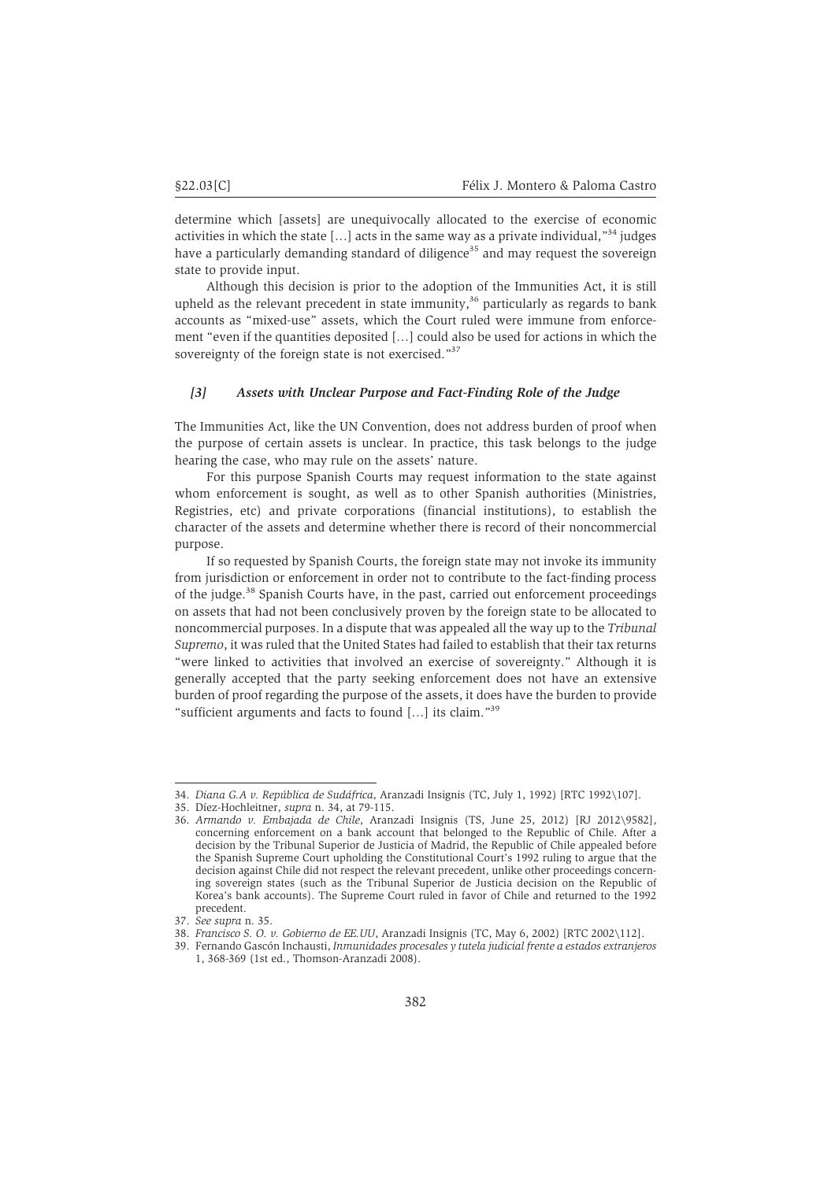determine which [assets] are unequivocally allocated to the exercise of economic activities in which the state […] acts in the same way as a private individual,"[34] judges have a particularly demanding standard of diligence[35] and may request the sovereign state to provide input.

Although this decision is prior to the adoption of the Immunities Act, it is still upheld as the relevant precedent in state immunity,[36] particularly as regards to bank accounts as "mixed-use" assets, which the Court ruled were immune from enforcement "even if the quantities deposited […] could also be used for actions in which the sovereignty of the foreign state is not exercised."[37]

### *[3] Assets with Unclear Purpose and Fact-Finding Role of the Judge*

The Immunities Act, like the UN Convention, does not address burden of proof when the purpose of certain assets is unclear. In practice, this task belongs to the judge hearing the case, who may rule on the assets' nature.

For this purpose Spanish Courts may request information to the state against whom enforcement is sought, as well as to other Spanish authorities (Ministries, Registries, etc) and private corporations (financial institutions), to establish the character of the assets and determine whether there is record of their noncommercial purpose.

If so requested by Spanish Courts, the foreign state may not invoke its immunity from jurisdiction or enforcement in order not to contribute to the fact-finding process of the judge.[38] Spanish Courts have, in the past, carried out enforcement proceedings on assets that had not been conclusively proven by the foreign state to be allocated to noncommercial purposes. In a dispute that was appealed all the way up to the *Tribunal Supremo*, it was ruled that the United States had failed to establish that their tax returns "were linked to activities that involved an exercise of sovereignty." Although it is generally accepted that the party seeking enforcement does not have an extensive burden of proof regarding the purpose of the assets, it does have the burden to provide "sufficient arguments and facts to found […] its claim."[39]

---

34. *Diana G.A v. República de Sudáfrica*, Aranzadi Insignis (TC, July 1, 1992) [RTC 1992\107].

35. Díez-Hochleitner, *supra* n. 34, at 79-115.

36. *Armando v. Embajada de Chile*, Aranzadi Insignis (TS, June 25, 2012) [RJ 2012\9582], concerning enforcement on a bank account that belonged to the Republic of Chile. After a decision by the Tribunal Superior de Justicia of Madrid, the Republic of Chile appealed before the Spanish Supreme Court upholding the Constitutional Court's 1992 ruling to argue that the decision against Chile did not respect the relevant precedent, unlike other proceedings concerning sovereign states (such as the Tribunal Superior de Justicia decision on the Republic of Korea's bank accounts). The Supreme Court ruled in favor of Chile and returned to the 1992 precedent.

37. *See supra* n. 35.

38. *Francisco S. O. v. Gobierno de EE.UU*, Aranzadi Insignis (TC, May 6, 2002) [RTC 2002\112].

39. Fernando Gascón Inchausti, *Inmunidades procesales y tutela judicial frente a estados extranjeros* 1, 368-369 (1st ed., Thomson-Aranzadi 2008).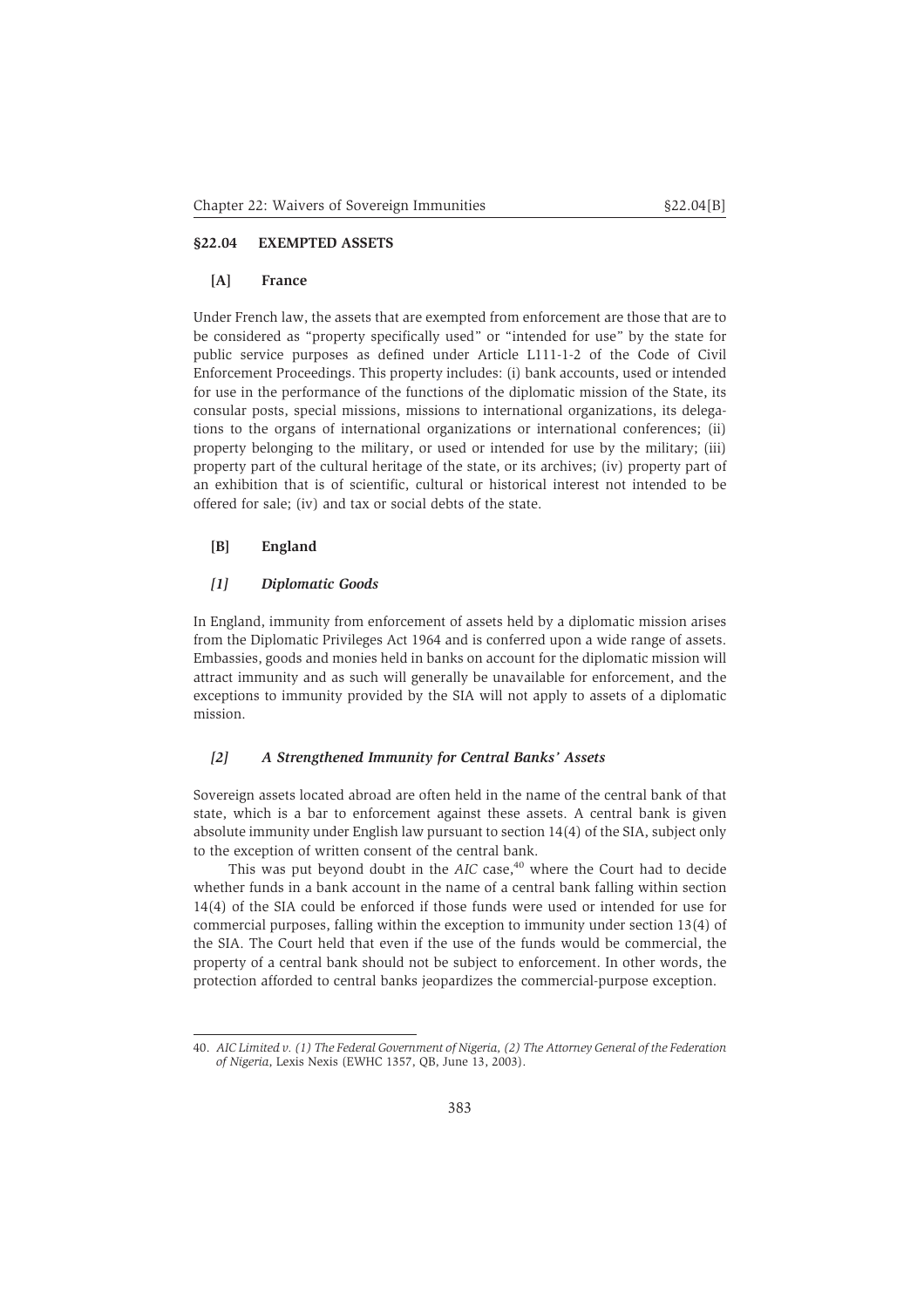## §22.04 EXEMPTED ASSETS

### [A] France

Under French law, the assets that are exempted from enforcement are those that are to be considered as "property specifically used" or "intended for use" by the state for public service purposes as defined under Article L111-1-2 of the Code of Civil Enforcement Proceedings. This property includes: (i) bank accounts, used or intended for use in the performance of the functions of the diplomatic mission of the State, its consular posts, special missions, missions to international organizations, its delegations to the organs of international organizations or international conferences; (ii) property belonging to the military, or used or intended for use by the military; (iii) property part of the cultural heritage of the state, or its archives; (iv) property part of an exhibition that is of scientific, cultural or historical interest not intended to be offered for sale; (iv) and tax or social debts of the state.

### [B] England

#### *[1] Diplomatic Goods*

In England, immunity from enforcement of assets held by a diplomatic mission arises from the Diplomatic Privileges Act 1964 and is conferred upon a wide range of assets. Embassies, goods and monies held in banks on account for the diplomatic mission will attract immunity and as such will generally be unavailable for enforcement, and the exceptions to immunity provided by the SIA will not apply to assets of a diplomatic mission.

#### *[2] A Strengthened Immunity for Central Banks' Assets*

Sovereign assets located abroad are often held in the name of the central bank of that state, which is a bar to enforcement against these assets. A central bank is given absolute immunity under English law pursuant to section 14(4) of the SIA, subject only to the exception of written consent of the central bank.

This was put beyond doubt in the *AIC* case,[40] where the Court had to decide whether funds in a bank account in the name of a central bank falling within section 14(4) of the SIA could be enforced if those funds were used or intended for use for commercial purposes, falling within the exception to immunity under section 13(4) of the SIA. The Court held that even if the use of the funds would be commercial, the property of a central bank should not be subject to enforcement. In other words, the protection afforded to central banks jeopardizes the commercial-purpose exception.

---

40. *AIC Limited v. (1) The Federal Government of Nigeria, (2) The Attorney General of the Federation of Nigeria*, Lexis Nexis (EWHC 1357, QB, June 13, 2003).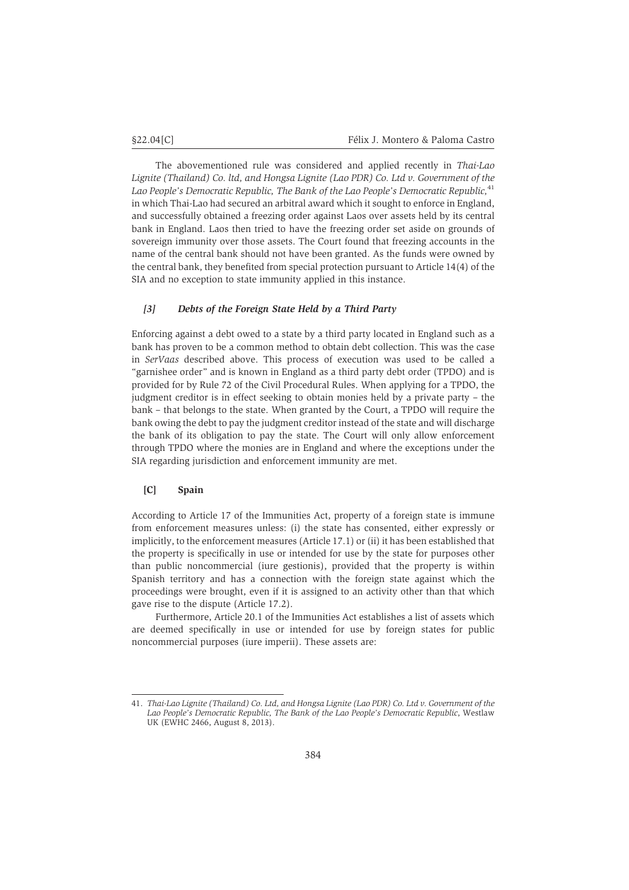The abovementioned rule was considered and applied recently in *Thai-Lao Lignite (Thailand) Co. ltd, and Hongsa Lignite (Lao PDR) Co. Ltd v. Government of the Lao People's Democratic Republic, The Bank of the Lao People's Democratic Republic,*[41] in which Thai-Lao had secured an arbitral award which it sought to enforce in England, and successfully obtained a freezing order against Laos over assets held by its central bank in England. Laos then tried to have the freezing order set aside on grounds of sovereign immunity over those assets. The Court found that freezing accounts in the name of the central bank should not have been granted. As the funds were owned by the central bank, they benefited from special protection pursuant to Article 14(4) of the SIA and no exception to state immunity applied in this instance.

#### *[3] Debts of the Foreign State Held by a Third Party*

Enforcing against a debt owed to a state by a third party located in England such as a bank has proven to be a common method to obtain debt collection. This was the case in *SerVaas* described above. This process of execution was used to be called a "garnishee order" and is known in England as a third party debt order (TPDO) and is provided for by Rule 72 of the Civil Procedural Rules. When applying for a TPDO, the judgment creditor is in effect seeking to obtain monies held by a private party – the bank – that belongs to the state. When granted by the Court, a TPDO will require the bank owing the debt to pay the judgment creditor instead of the state and will discharge the bank of its obligation to pay the state. The Court will only allow enforcement through TPDO where the monies are in England and where the exceptions under the SIA regarding jurisdiction and enforcement immunity are met.

### [C] Spain

According to Article 17 of the Immunities Act, property of a foreign state is immune from enforcement measures unless: (i) the state has consented, either expressly or implicitly, to the enforcement measures (Article 17.1) or (ii) it has been established that the property is specifically in use or intended for use by the state for purposes other than public noncommercial (iure gestionis), provided that the property is within Spanish territory and has a connection with the foreign state against which the proceedings were brought, even if it is assigned to an activity other than that which gave rise to the dispute (Article 17.2).

Furthermore, Article 20.1 of the Immunities Act establishes a list of assets which are deemed specifically in use or intended for use by foreign states for public noncommercial purposes (iure imperii). These assets are:

---

41. *Thai-Lao Lignite (Thailand) Co. Ltd, and Hongsa Lignite (Lao PDR) Co. Ltd v. Government of the Lao People's Democratic Republic, The Bank of the Lao People's Democratic Republic*, Westlaw UK (EWHC 2466, August 8, 2013).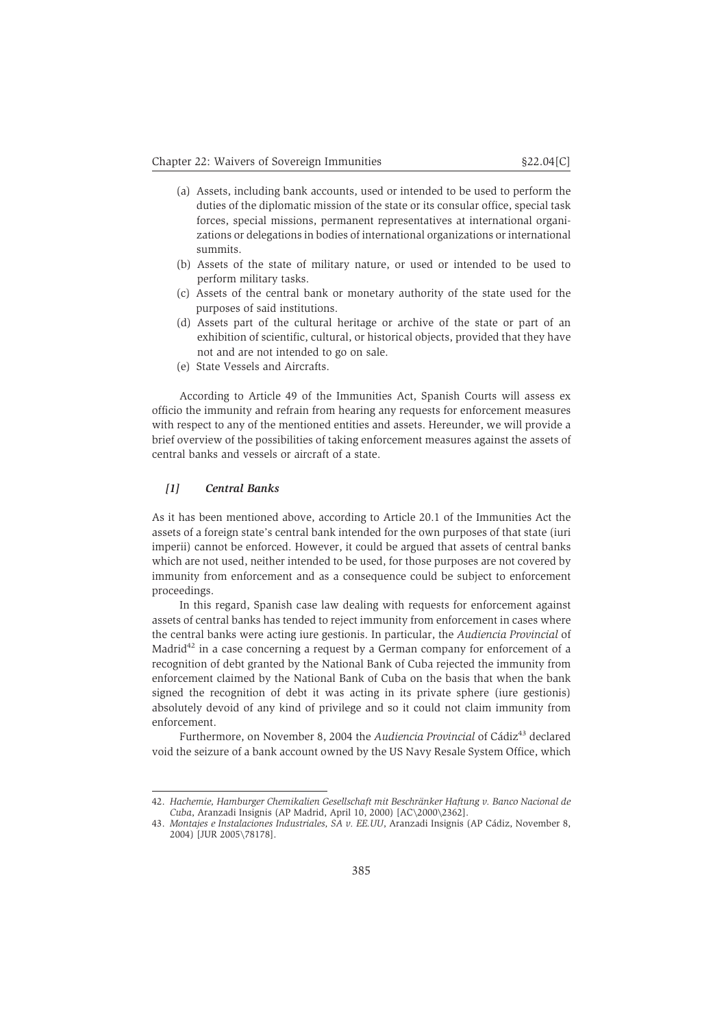(a) Assets, including bank accounts, used or intended to be used to perform the duties of the diplomatic mission of the state or its consular office, special task forces, special missions, permanent representatives at international organizations or delegations in bodies of international organizations or international summits.

(b) Assets of the state of military nature, or used or intended to be used to perform military tasks.

(c) Assets of the central bank or monetary authority of the state used for the purposes of said institutions.

(d) Assets part of the cultural heritage or archive of the state or part of an exhibition of scientific, cultural, or historical objects, provided that they have not and are not intended to go on sale.

(e) State Vessels and Aircrafts.

According to Article 49 of the Immunities Act, Spanish Courts will assess ex officio the immunity and refrain from hearing any requests for enforcement measures with respect to any of the mentioned entities and assets. Hereunder, we will provide a brief overview of the possibilities of taking enforcement measures against the assets of central banks and vessels or aircraft of a state.

### *[1] Central Banks*

As it has been mentioned above, according to Article 20.1 of the Immunities Act the assets of a foreign state's central bank intended for the own purposes of that state (iuri imperii) cannot be enforced. However, it could be argued that assets of central banks which are not used, neither intended to be used, for those purposes are not covered by immunity from enforcement and as a consequence could be subject to enforcement proceedings.

In this regard, Spanish case law dealing with requests for enforcement against assets of central banks has tended to reject immunity from enforcement in cases where the central banks were acting iure gestionis. In particular, the *Audiencia Provincial* of Madrid[42] in a case concerning a request by a German company for enforcement of a recognition of debt granted by the National Bank of Cuba rejected the immunity from enforcement claimed by the National Bank of Cuba on the basis that when the bank signed the recognition of debt it was acting in its private sphere (iure gestionis) absolutely devoid of any kind of privilege and so it could not claim immunity from enforcement.

Furthermore, on November 8, 2004 the *Audiencia Provincial* of Cádiz[43] declared void the seizure of a bank account owned by the US Navy Resale System Office, which

---

42. *Hachemie, Hamburger Chemikalien Gesellschaft mit Beschränker Haftung v. Banco Nacional de Cuba*, Aranzadi Insignis (AP Madrid, April 10, 2000) [AC\2000\2362].

43. *Montajes e Instalaciones Industriales, SA v. EE.UU*, Aranzadi Insignis (AP Cádiz, November 8, 2004) [JUR 2005\78178].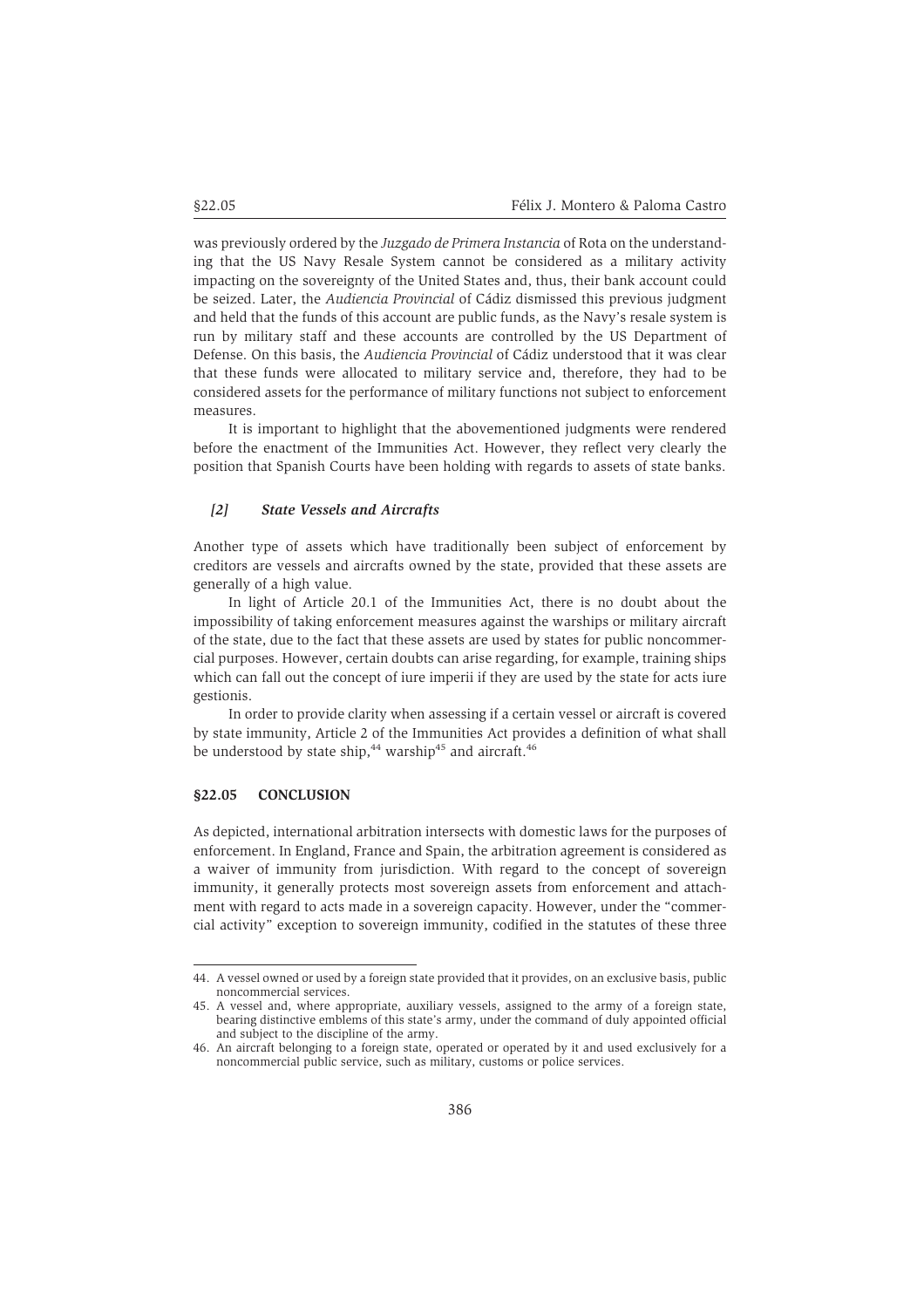was previously ordered by the *Juzgado de Primera Instancia* of Rota on the understanding that the US Navy Resale System cannot be considered as a military activity impacting on the sovereignty of the United States and, thus, their bank account could be seized. Later, the *Audiencia Provincial* of Cádiz dismissed this previous judgment and held that the funds of this account are public funds, as the Navy's resale system is run by military staff and these accounts are controlled by the US Department of Defense. On this basis, the *Audiencia Provincial* of Cádiz understood that it was clear that these funds were allocated to military service and, therefore, they had to be considered assets for the performance of military functions not subject to enforcement measures.

It is important to highlight that the abovementioned judgments were rendered before the enactment of the Immunities Act. However, they reflect very clearly the position that Spanish Courts have been holding with regards to assets of state banks.

#### *[2] State Vessels and Aircrafts*

Another type of assets which have traditionally been subject of enforcement by creditors are vessels and aircrafts owned by the state, provided that these assets are generally of a high value.

In light of Article 20.1 of the Immunities Act, there is no doubt about the impossibility of taking enforcement measures against the warships or military aircraft of the state, due to the fact that these assets are used by states for public noncommercial purposes. However, certain doubts can arise regarding, for example, training ships which can fall out the concept of iure imperii if they are used by the state for acts iure gestionis.

In order to provide clarity when assessing if a certain vessel or aircraft is covered by state immunity, Article 2 of the Immunities Act provides a definition of what shall be understood by state ship,[44] warship[45] and aircraft.[46]

## §22.05 CONCLUSION

As depicted, international arbitration intersects with domestic laws for the purposes of enforcement. In England, France and Spain, the arbitration agreement is considered as a waiver of immunity from jurisdiction. With regard to the concept of sovereign immunity, it generally protects most sovereign assets from enforcement and attachment with regard to acts made in a sovereign capacity. However, under the "commercial activity" exception to sovereign immunity, codified in the statutes of these three

---

44. A vessel owned or used by a foreign state provided that it provides, on an exclusive basis, public noncommercial services.

45. A vessel and, where appropriate, auxiliary vessels, assigned to the army of a foreign state, bearing distinctive emblems of this state's army, under the command of duly appointed official and subject to the discipline of the army.

46. An aircraft belonging to a foreign state, operated or operated by it and used exclusively for a noncommercial public service, such as military, customs or police services.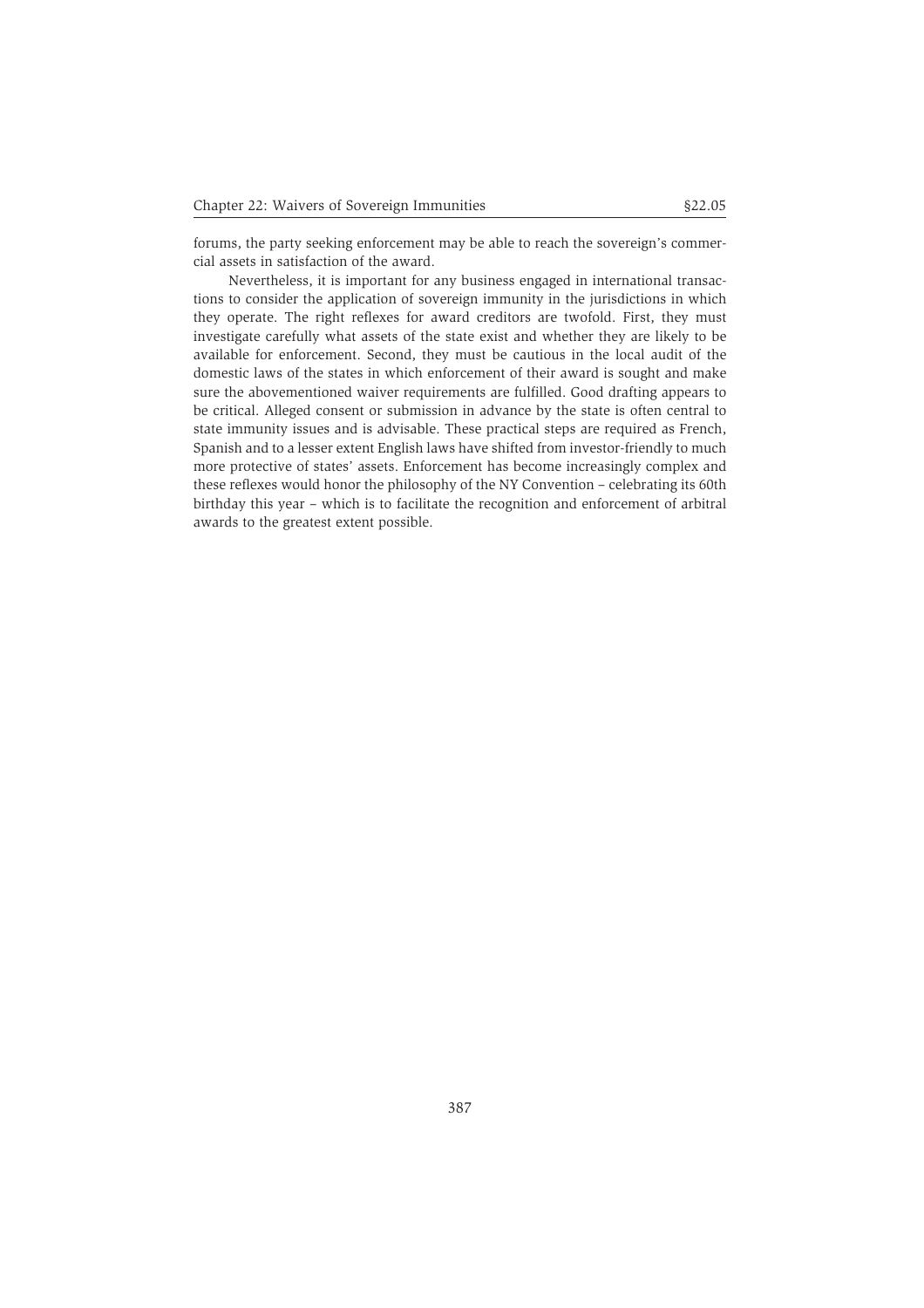forums, the party seeking enforcement may be able to reach the sovereign's commercial assets in satisfaction of the award.

Nevertheless, it is important for any business engaged in international transactions to consider the application of sovereign immunity in the jurisdictions in which they operate. The right reflexes for award creditors are twofold. First, they must investigate carefully what assets of the state exist and whether they are likely to be available for enforcement. Second, they must be cautious in the local audit of the domestic laws of the states in which enforcement of their award is sought and make sure the abovementioned waiver requirements are fulfilled. Good drafting appears to be critical. Alleged consent or submission in advance by the state is often central to state immunity issues and is advisable. These practical steps are required as French, Spanish and to a lesser extent English laws have shifted from investor-friendly to much more protective of states' assets. Enforcement has become increasingly complex and these reflexes would honor the philosophy of the NY Convention – celebrating its 60th birthday this year – which is to facilitate the recognition and enforcement of arbitral awards to the greatest extent possible.